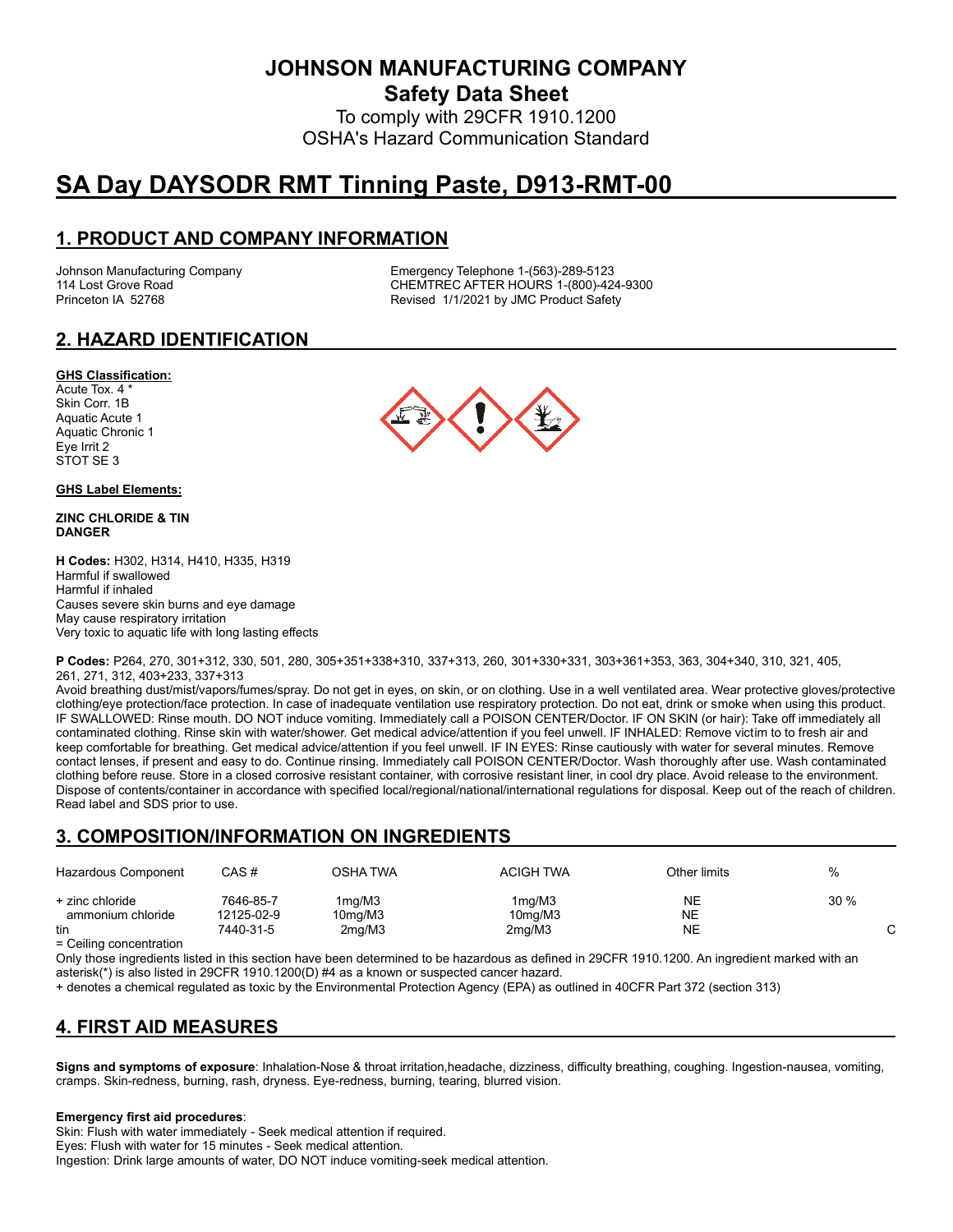# JOHNSON MANUFACTURING COMPANY

## Safety Data Sheet

To comply with 29CFR 1910.1200
OSHA's Hazard Communication Standard

# SA Day DAYSODR RMT Tinning Paste, D913-RMT-00

## 1. PRODUCT AND COMPANY INFORMATION

Johnson Manufacturing Company
114 Lost Grove Road
Princeton IA 52768

Emergency Telephone 1-(563)-289-5123
CHEMTREC AFTER HOURS 1-(800)-424-9300
Revised 1/1/2021 by JMC Product Safety

## 2. HAZARD IDENTIFICATION

**GHS Classification:**
Acute Tox. 4 *
Skin Corr. 1B
Aquatic Acute 1
Aquatic Chronic 1
Eye Irrit 2
STOT SE 3

**GHS Label Elements:**

**ZINC CHLORIDE & TIN**
**DANGER**

**H Codes:** H302, H314, H410, H335, H319
Harmful if swallowed
Harmful if inhaled
Causes severe skin burns and eye damage
May cause respiratory irritation
Very toxic to aquatic life with long lasting effects

**P Codes:** P264, 270, 301+312, 330, 501, 280, 305+351+338+310, 337+313, 260, 301+330+331, 303+361+353, 363, 304+340, 310, 321, 405, 261, 271, 312, 403+233, 337+313
Avoid breathing dust/mist/vapors/fumes/spray. Do not get in eyes, on skin, or on clothing. Use in a well ventilated area. Wear protective gloves/protective clothing/eye protection/face protection. In case of inadequate ventilation use respiratory protection. Do not eat, drink or smoke when using this product. IF SWALLOWED: Rinse mouth. DO NOT induce vomiting. Immediately call a POISON CENTER/Doctor. IF ON SKIN (or hair): Take off immediately all contaminated clothing. Rinse skin with water/shower. Get medical advice/attention if you feel unwell. IF INHALED: Remove victim to to fresh air and keep comfortable for breathing. Get medical advice/attention if you feel unwell. IF IN EYES: Rinse cautiously with water for several minutes. Remove contact lenses, if present and easy to do. Continue rinsing. Immediately call POISON CENTER/Doctor. Wash thoroughly after use. Wash contaminated clothing before reuse. Store in a closed corrosive resistant container, with corrosive resistant liner, in cool dry place. Avoid release to the environment. Dispose of contents/container in accordance with specified local/regional/national/international regulations for disposal. Keep out of the reach of children. Read label and SDS prior to use.

## 3. COMPOSITION/INFORMATION ON INGREDIENTS

| Hazardous Component | CAS # | OSHA TWA | ACIGH TWA | Other limits | % | |
|---|---|---|---|---|---|---|
| + zinc chloride | 7646-85-7 | 1mg/M3 | 1mg/M3 | NE | 30 % | |
| ammonium chloride | 12125-02-9 | 10mg/M3 | 10mg/M3 | NE | | |
| tin | 7440-31-5 | 2mg/M3 | 2mg/M3 | NE | | C |

= Ceiling concentration

Only those ingredients listed in this section have been determined to be hazardous as defined in 29CFR 1910.1200. An ingredient marked with an asterisk(*) is also listed in 29CFR 1910.1200(D) #4 as a known or suspected cancer hazard.
+ denotes a chemical regulated as toxic by the Environmental Protection Agency (EPA) as outlined in 40CFR Part 372 (section 313)

## 4. FIRST AID MEASURES

**Signs and symptoms of exposure**: Inhalation-Nose & throat irritation,headache, dizziness, difficulty breathing, coughing. Ingestion-nausea, vomiting, cramps. Skin-redness, burning, rash, dryness. Eye-redness, burning, tearing, blurred vision.

**Emergency first aid procedures**:
Skin: Flush with water immediately - Seek medical attention if required.
Eyes: Flush with water for 15 minutes - Seek medical attention.
Ingestion: Drink large amounts of water, DO NOT induce vomiting-seek medical attention.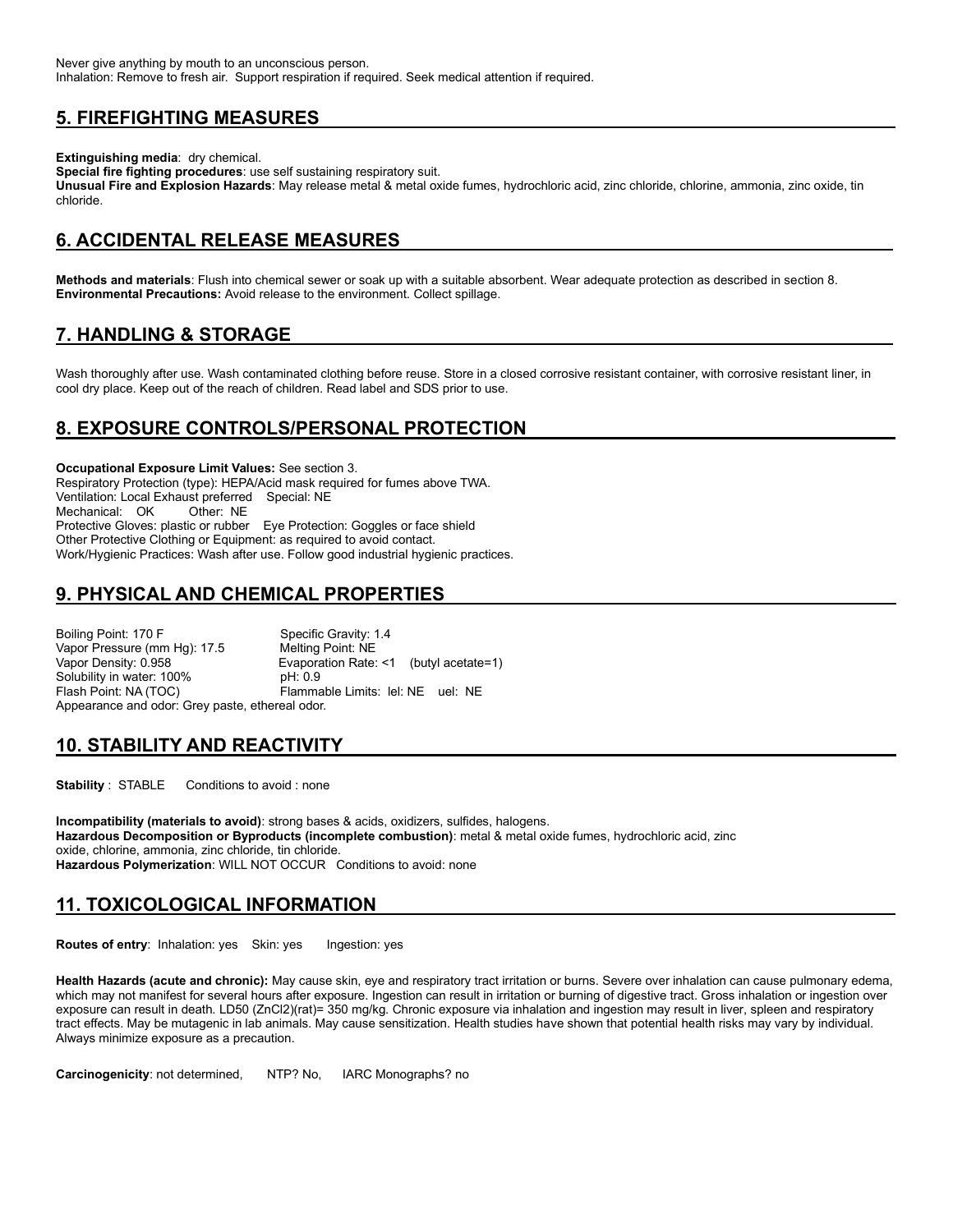Never give anything by mouth to an unconscious person.
Inhalation: Remove to fresh air. Support respiration if required. Seek medical attention if required.

## 5. FIREFIGHTING MEASURES

**Extinguishing media**: dry chemical.
**Special fire fighting procedures**: use self sustaining respiratory suit.
**Unusual Fire and Explosion Hazards**: May release metal & metal oxide fumes, hydrochloric acid, zinc chloride, chlorine, ammonia, zinc oxide, tin chloride.

## 6. ACCIDENTAL RELEASE MEASURES

**Methods and materials**: Flush into chemical sewer or soak up with a suitable absorbent. Wear adequate protection as described in section 8.
**Environmental Precautions:** Avoid release to the environment. Collect spillage.

## 7. HANDLING & STORAGE

Wash thoroughly after use. Wash contaminated clothing before reuse. Store in a closed corrosive resistant container, with corrosive resistant liner, in cool dry place. Keep out of the reach of children. Read label and SDS prior to use.

## 8. EXPOSURE CONTROLS/PERSONAL PROTECTION

**Occupational Exposure Limit Values:** See section 3.
Respiratory Protection (type): HEPA/Acid mask required for fumes above TWA.
Ventilation: Local Exhaust preferred  Special: NE
Mechanical: OK  Other: NE
Protective Gloves: plastic or rubber  Eye Protection: Goggles or face shield
Other Protective Clothing or Equipment: as required to avoid contact.
Work/Hygienic Practices: Wash after use. Follow good industrial hygienic practices.

## 9. PHYSICAL AND CHEMICAL PROPERTIES

| | |
|---|---|
| Boiling Point: 170 F | Specific Gravity: 1.4 |
| Vapor Pressure (mm Hg): 17.5 | Melting Point: NE |
| Vapor Density: 0.958 | Evaporation Rate: <1 (butyl acetate=1) |
| Solubility in water: 100% | pH: 0.9 |
| Flash Point: NA (TOC) | Flammable Limits: lel: NE uel: NE |

Appearance and odor: Grey paste, ethereal odor.

## 10. STABILITY AND REACTIVITY

**Stability** : STABLE  Conditions to avoid : none

**Incompatibility (materials to avoid)**: strong bases & acids, oxidizers, sulfides, halogens.
**Hazardous Decomposition or Byproducts (incomplete combustion)**: metal & metal oxide fumes, hydrochloric acid, zinc oxide, chlorine, ammonia, zinc chloride, tin chloride.
**Hazardous Polymerization**: WILL NOT OCCUR  Conditions to avoid: none

## 11. TOXICOLOGICAL INFORMATION

**Routes of entry**: Inhalation: yes  Skin: yes  Ingestion: yes

**Health Hazards (acute and chronic):** May cause skin, eye and respiratory tract irritation or burns. Severe over inhalation can cause pulmonary edema, which may not manifest for several hours after exposure. Ingestion can result in irritation or burning of digestive tract. Gross inhalation or ingestion over exposure can result in death. LD50 ($ZnCl_2$)(rat)= 350 mg/kg. Chronic exposure via inhalation and ingestion may result in liver, spleen and respiratory tract effects. May be mutagenic in lab animals. May cause sensitization. Health studies have shown that potential health risks may vary by individual. Always minimize exposure as a precaution.

**Carcinogenicity**: not determined,  NTP? No,  IARC Monographs? no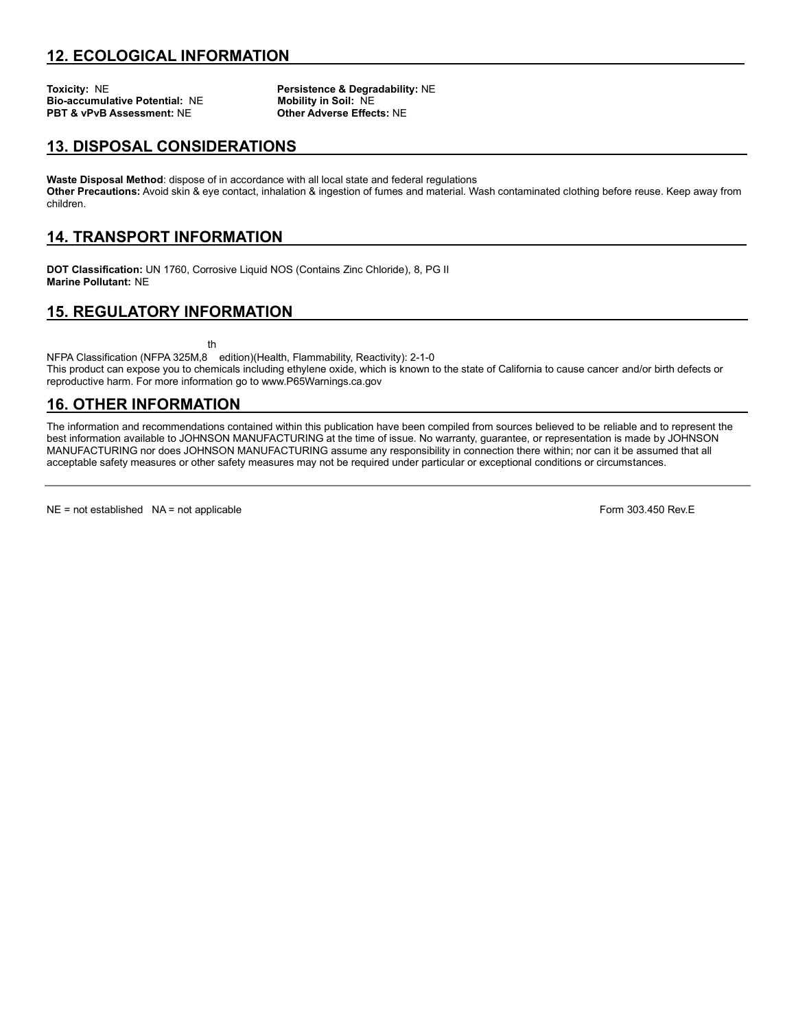## 12. ECOLOGICAL INFORMATION

**Toxicity:** NE
**Bio-accumulative Potential:** NE
**PBT & vPvB Assessment:** NE
**Persistence & Degradability:** NE
**Mobility in Soil:** NE
**Other Adverse Effects:** NE

## 13. DISPOSAL CONSIDERATIONS

**Waste Disposal Method**: dispose of in accordance with all local state and federal regulations
**Other Precautions:** Avoid skin & eye contact, inhalation & ingestion of fumes and material. Wash contaminated clothing before reuse. Keep away from children.

## 14. TRANSPORT INFORMATION

**DOT Classification:** UN 1760, Corrosive Liquid NOS (Contains Zinc Chloride), 8, PG II
**Marine Pollutant:** NE

## 15. REGULATORY INFORMATION

NFPA Classification (NFPA 325M,8th edition)(Health, Flammability, Reactivity): 2-1-0
This product can expose you to chemicals including ethylene oxide, which is known to the state of California to cause cancer and/or birth defects or reproductive harm. For more information go to www.P65Warnings.ca.gov

## 16. OTHER INFORMATION

The information and recommendations contained within this publication have been compiled from sources believed to be reliable and to represent the best information available to JOHNSON MANUFACTURING at the time of issue. No warranty, guarantee, or representation is made by JOHNSON MANUFACTURING nor does JOHNSON MANUFACTURING assume any responsibility in connection there within; nor can it be assumed that all acceptable safety measures or other safety measures may not be required under particular or exceptional conditions or circumstances.

---

NE = not established   NA = not applicable

Form 303.450 Rev.E